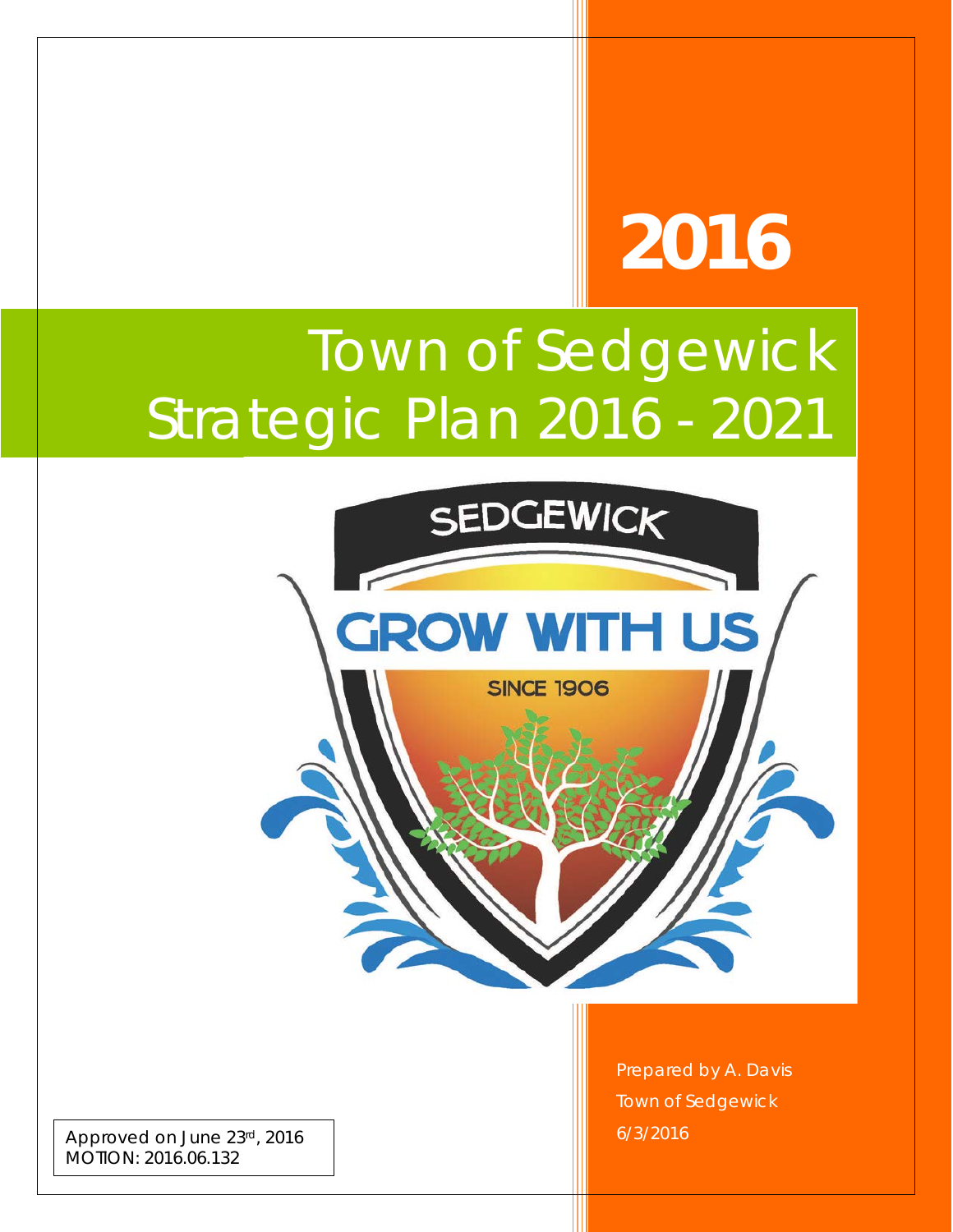# 2016

# Town of Sedgewick Strategic Plan 2016 - 2021

Prepared by A. Davis
Town of Sedgewick
6/3/2016

Approved on June 23rd, 2016
MOTION: 2016.06.132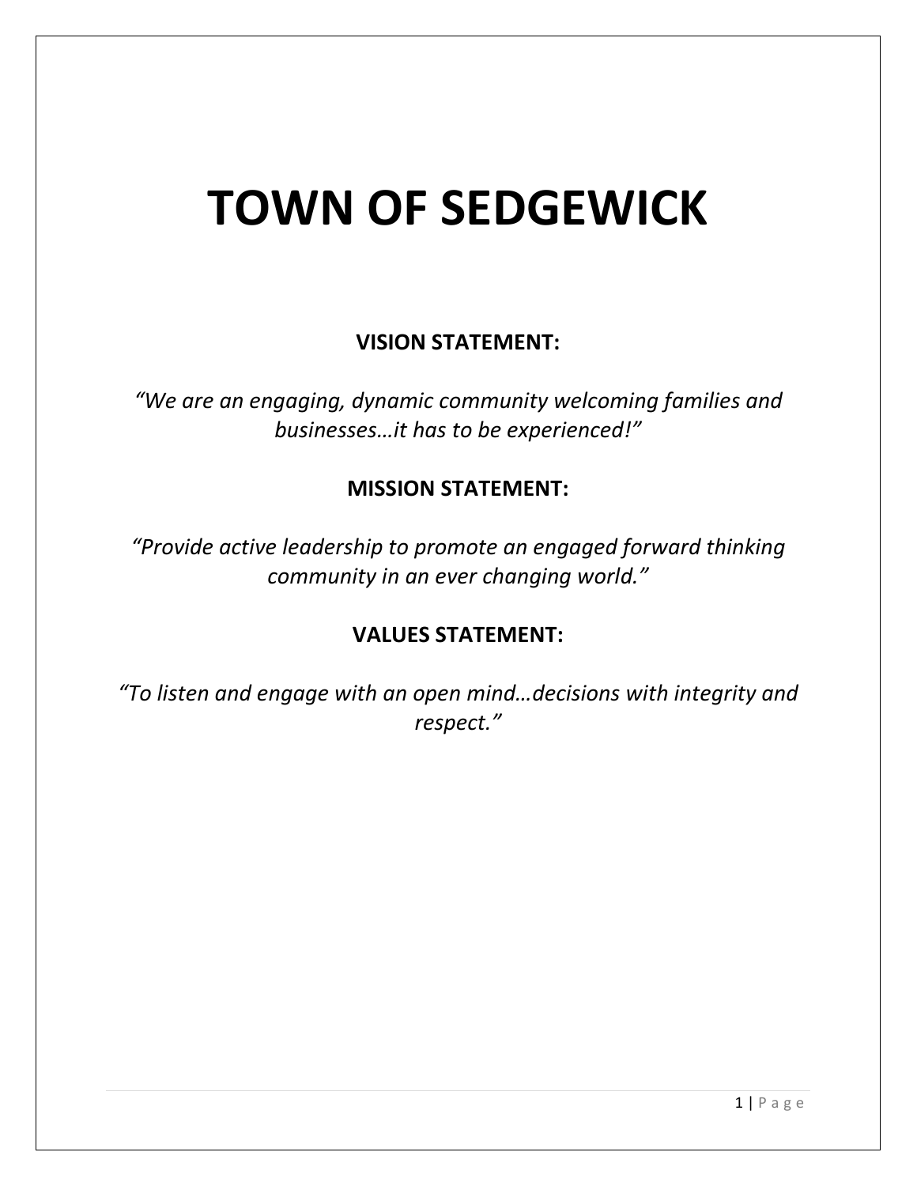# TOWN OF SEDGEWICK

**VISION STATEMENT:**

*"We are an engaging, dynamic community welcoming families and businesses…it has to be experienced!"*

**MISSION STATEMENT:**

*"Provide active leadership to promote an engaged forward thinking community in an ever changing world."*

**VALUES STATEMENT:**

*"To listen and engage with an open mind…decisions with integrity and respect."*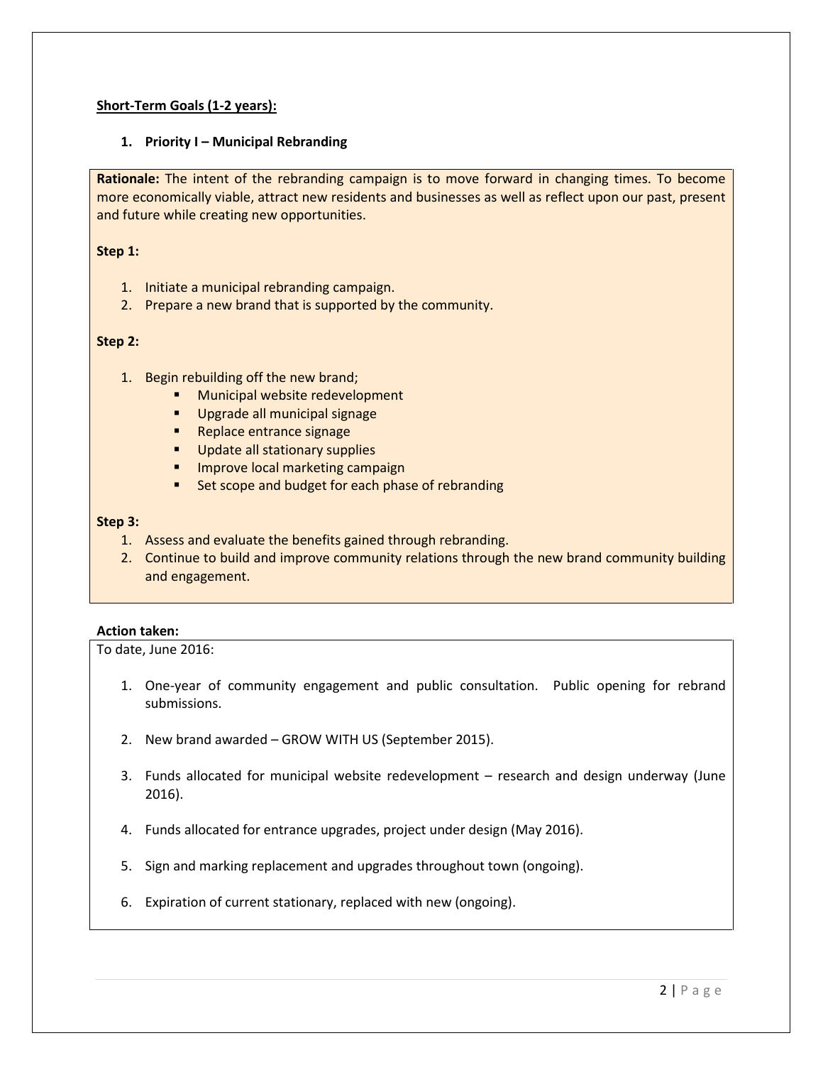**Short-Term Goals (1-2 years):**

1. **Priority I – Municipal Rebranding**

**Rationale:** The intent of the rebranding campaign is to move forward in changing times. To become more economically viable, attract new residents and businesses as well as reflect upon our past, present and future while creating new opportunities.

**Step 1:**

1. Initiate a municipal rebranding campaign.
2. Prepare a new brand that is supported by the community.

**Step 2:**

1. Begin rebuilding off the new brand;
   - Municipal website redevelopment
   - Upgrade all municipal signage
   - Replace entrance signage
   - Update all stationary supplies
   - Improve local marketing campaign
   - Set scope and budget for each phase of rebranding

**Step 3:**

1. Assess and evaluate the benefits gained through rebranding.
2. Continue to build and improve community relations through the new brand community building and engagement.

**Action taken:**

To date, June 2016:

1. One-year of community engagement and public consultation. Public opening for rebrand submissions.
2. New brand awarded – GROW WITH US (September 2015).
3. Funds allocated for municipal website redevelopment – research and design underway (June 2016).
4. Funds allocated for entrance upgrades, project under design (May 2016).
5. Sign and marking replacement and upgrades throughout town (ongoing).
6. Expiration of current stationary, replaced with new (ongoing).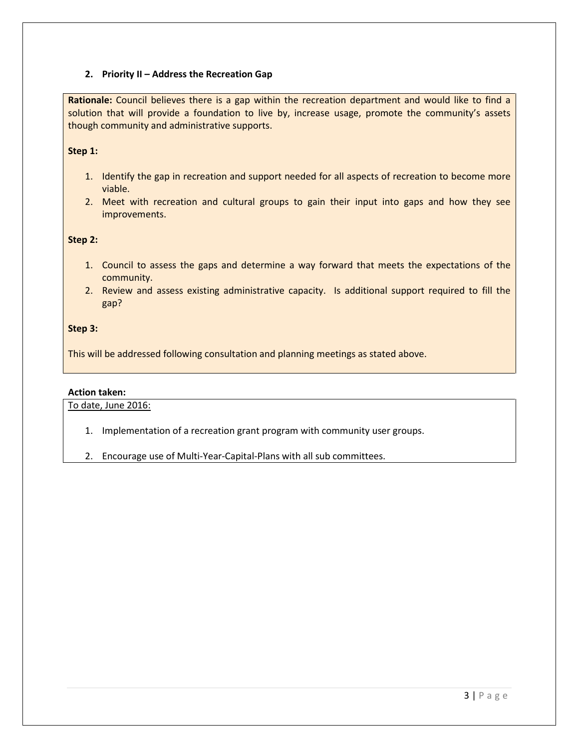## 2. Priority II – Address the Recreation Gap

**Rationale:** Council believes there is a gap within the recreation department and would like to find a solution that will provide a foundation to live by, increase usage, promote the community's assets though community and administrative supports.

**Step 1:**

1. Identify the gap in recreation and support needed for all aspects of recreation to become more viable.
2. Meet with recreation and cultural groups to gain their input into gaps and how they see improvements.

**Step 2:**

1. Council to assess the gaps and determine a way forward that meets the expectations of the community.
2. Review and assess existing administrative capacity. Is additional support required to fill the gap?

**Step 3:**

This will be addressed following consultation and planning meetings as stated above.

**Action taken:**

<u>To date, June 2016:</u>

1. Implementation of a recreation grant program with community user groups.
2. Encourage use of Multi-Year-Capital-Plans with all sub committees.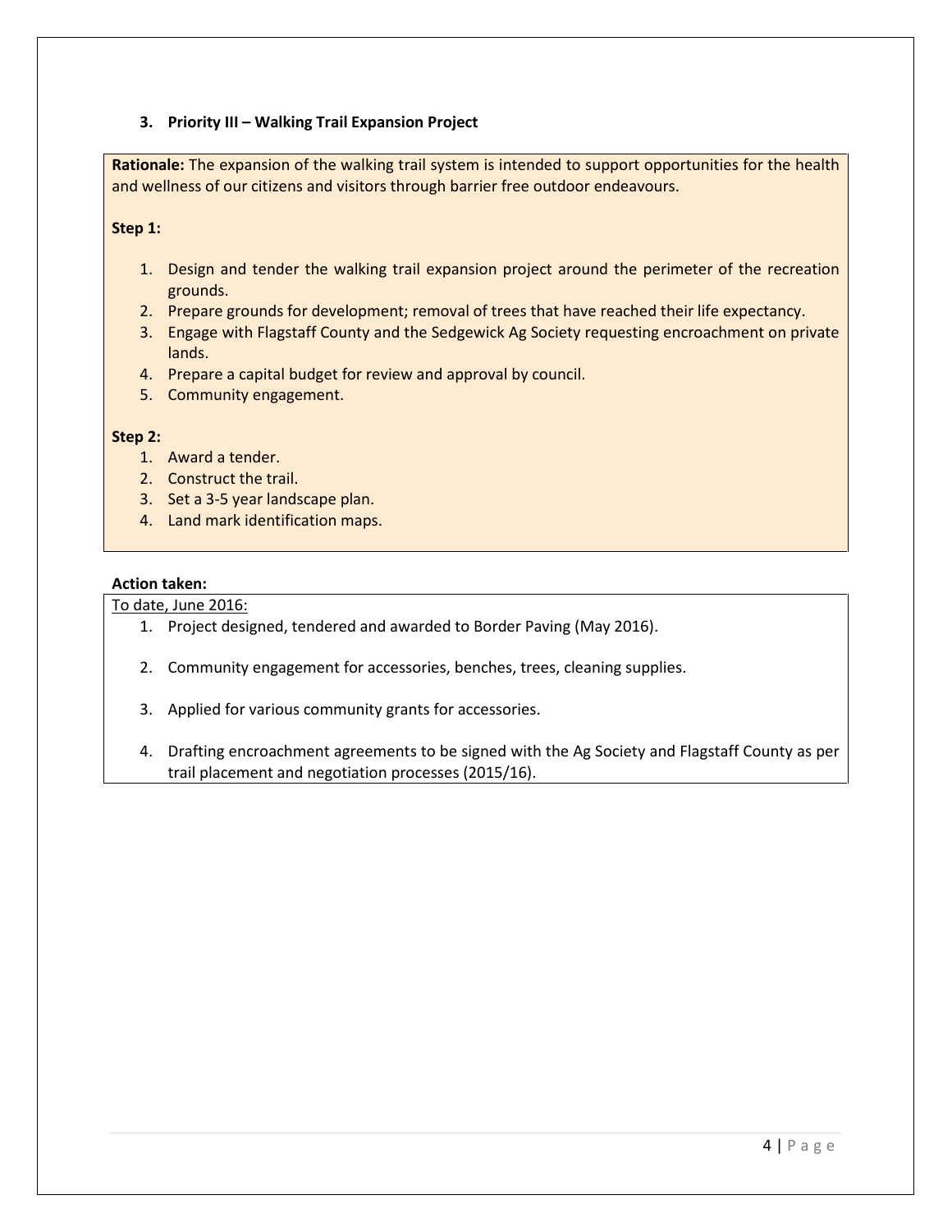### 3. Priority III – Walking Trail Expansion Project

**Rationale:** The expansion of the walking trail system is intended to support opportunities for the health and wellness of our citizens and visitors through barrier free outdoor endeavours.

**Step 1:**

1. Design and tender the walking trail expansion project around the perimeter of the recreation grounds.
2. Prepare grounds for development; removal of trees that have reached their life expectancy.
3. Engage with Flagstaff County and the Sedgewick Ag Society requesting encroachment on private lands.
4. Prepare a capital budget for review and approval by council.
5. Community engagement.

**Step 2:**

1. Award a tender.
2. Construct the trail.
3. Set a 3-5 year landscape plan.
4. Land mark identification maps.

**Action taken:**

To date, June 2016:

1. Project designed, tendered and awarded to Border Paving (May 2016).
2. Community engagement for accessories, benches, trees, cleaning supplies.
3. Applied for various community grants for accessories.
4. Drafting encroachment agreements to be signed with the Ag Society and Flagstaff County as per trail placement and negotiation processes (2015/16).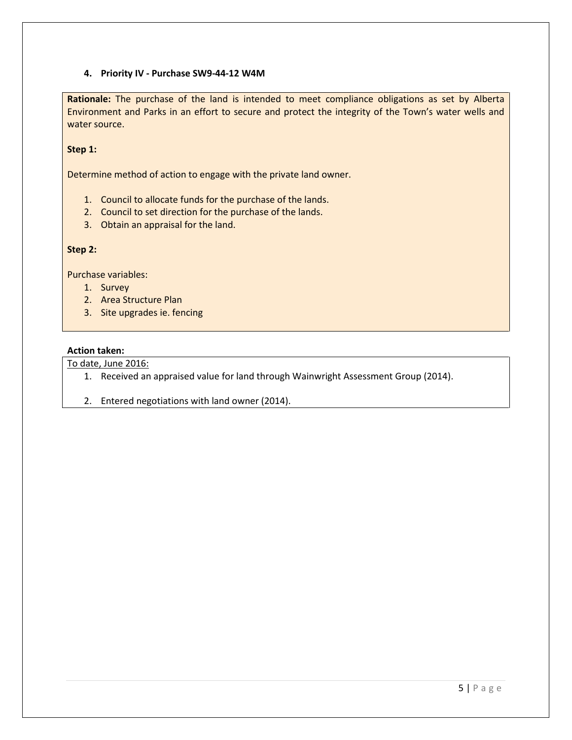### 4. Priority IV - Purchase SW9-44-12 W4M

**Rationale:** The purchase of the land is intended to meet compliance obligations as set by Alberta Environment and Parks in an effort to secure and protect the integrity of the Town's water wells and water source.

**Step 1:**

Determine method of action to engage with the private land owner.

1. Council to allocate funds for the purchase of the lands.
2. Council to set direction for the purchase of the lands.
3. Obtain an appraisal for the land.

**Step 2:**

Purchase variables:

1. Survey
2. Area Structure Plan
3. Site upgrades ie. fencing

**Action taken:**

To date, June 2016:

1. Received an appraised value for land through Wainwright Assessment Group (2014).
2. Entered negotiations with land owner (2014).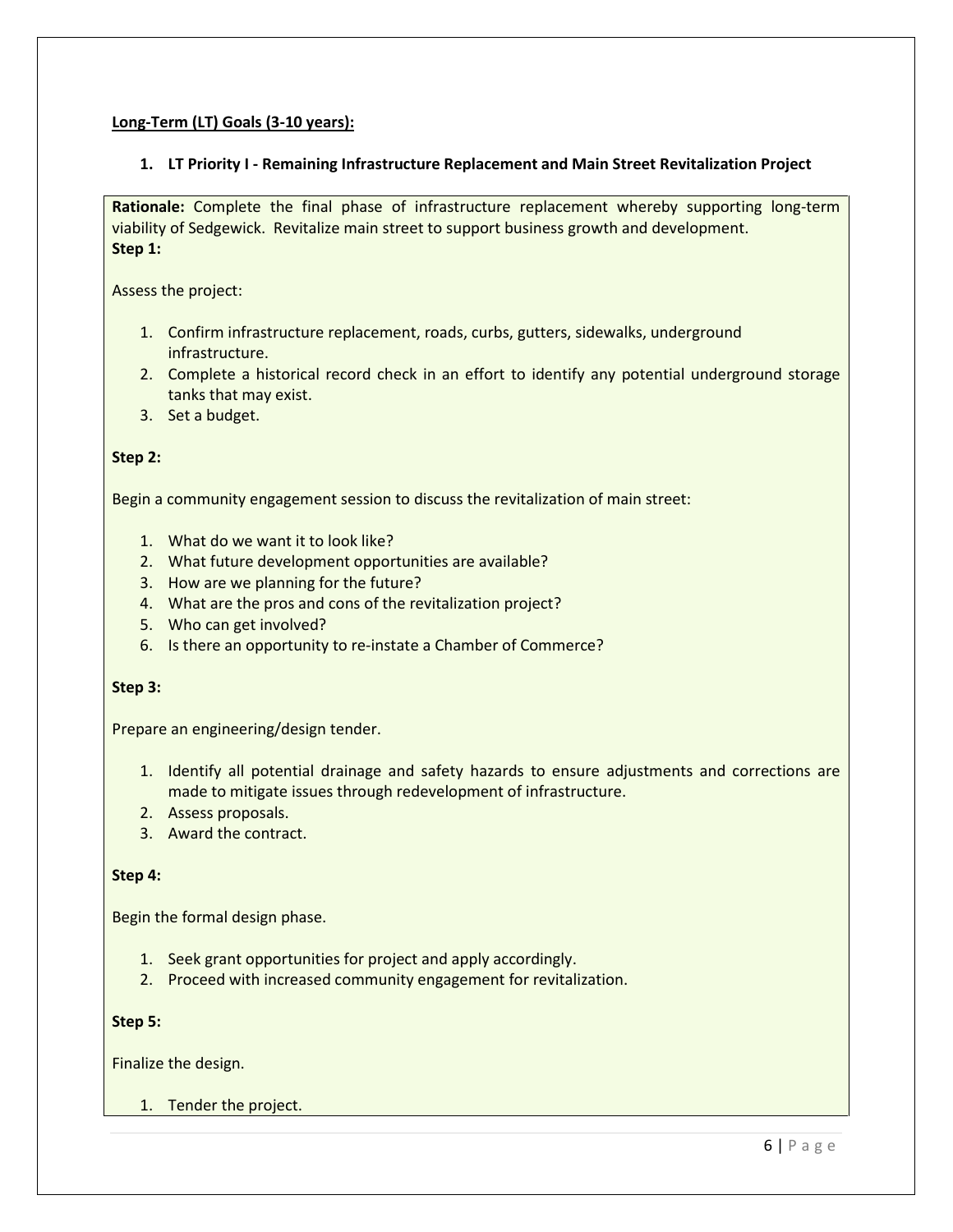**Long-Term (LT) Goals (3-10 years):**

1. **LT Priority I - Remaining Infrastructure Replacement and Main Street Revitalization Project**

**Rationale:** Complete the final phase of infrastructure replacement whereby supporting long-term viability of Sedgewick. Revitalize main street to support business growth and development.

**Step 1:**

Assess the project:

1. Confirm infrastructure replacement, roads, curbs, gutters, sidewalks, underground infrastructure.
2. Complete a historical record check in an effort to identify any potential underground storage tanks that may exist.
3. Set a budget.

**Step 2:**

Begin a community engagement session to discuss the revitalization of main street:

1. What do we want it to look like?
2. What future development opportunities are available?
3. How are we planning for the future?
4. What are the pros and cons of the revitalization project?
5. Who can get involved?
6. Is there an opportunity to re-instate a Chamber of Commerce?

**Step 3:**

Prepare an engineering/design tender.

1. Identify all potential drainage and safety hazards to ensure adjustments and corrections are made to mitigate issues through redevelopment of infrastructure.
2. Assess proposals.
3. Award the contract.

**Step 4:**

Begin the formal design phase.

1. Seek grant opportunities for project and apply accordingly.
2. Proceed with increased community engagement for revitalization.

**Step 5:**

Finalize the design.

1. Tender the project.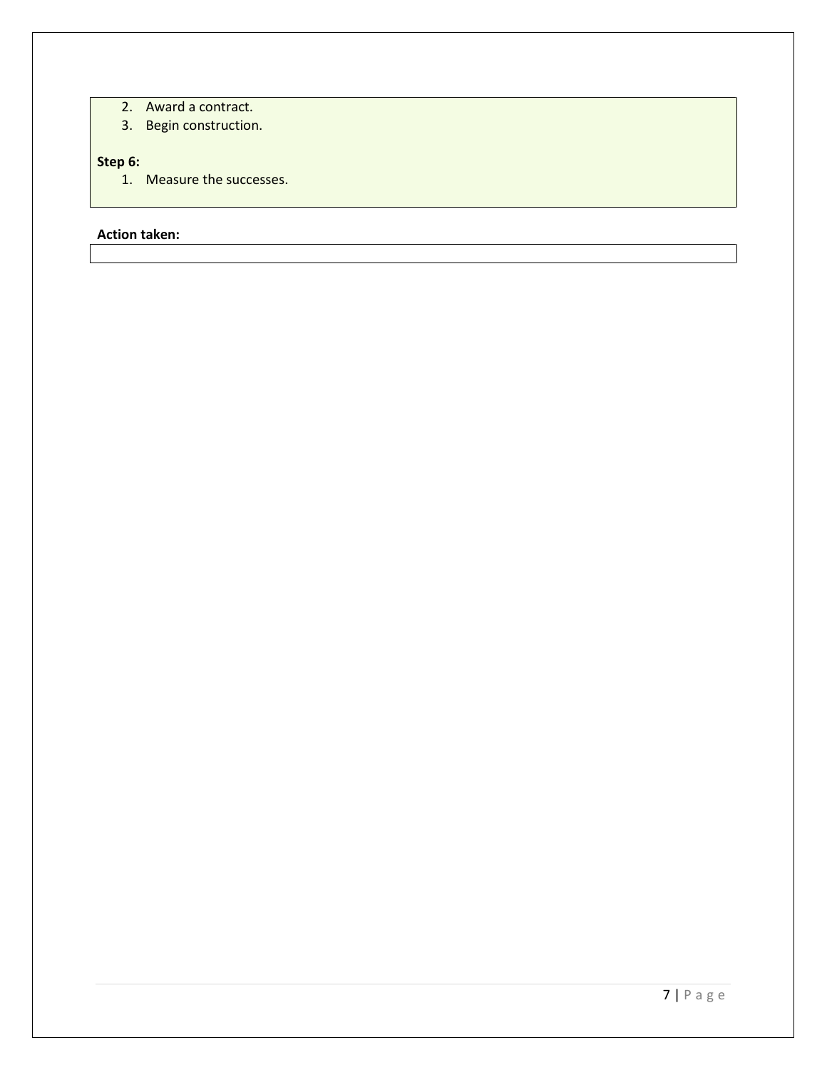2. Award a contract.
3. Begin construction.

**Step 6:**

1. Measure the successes.

**Action taken:**

|  |
|---|
|  |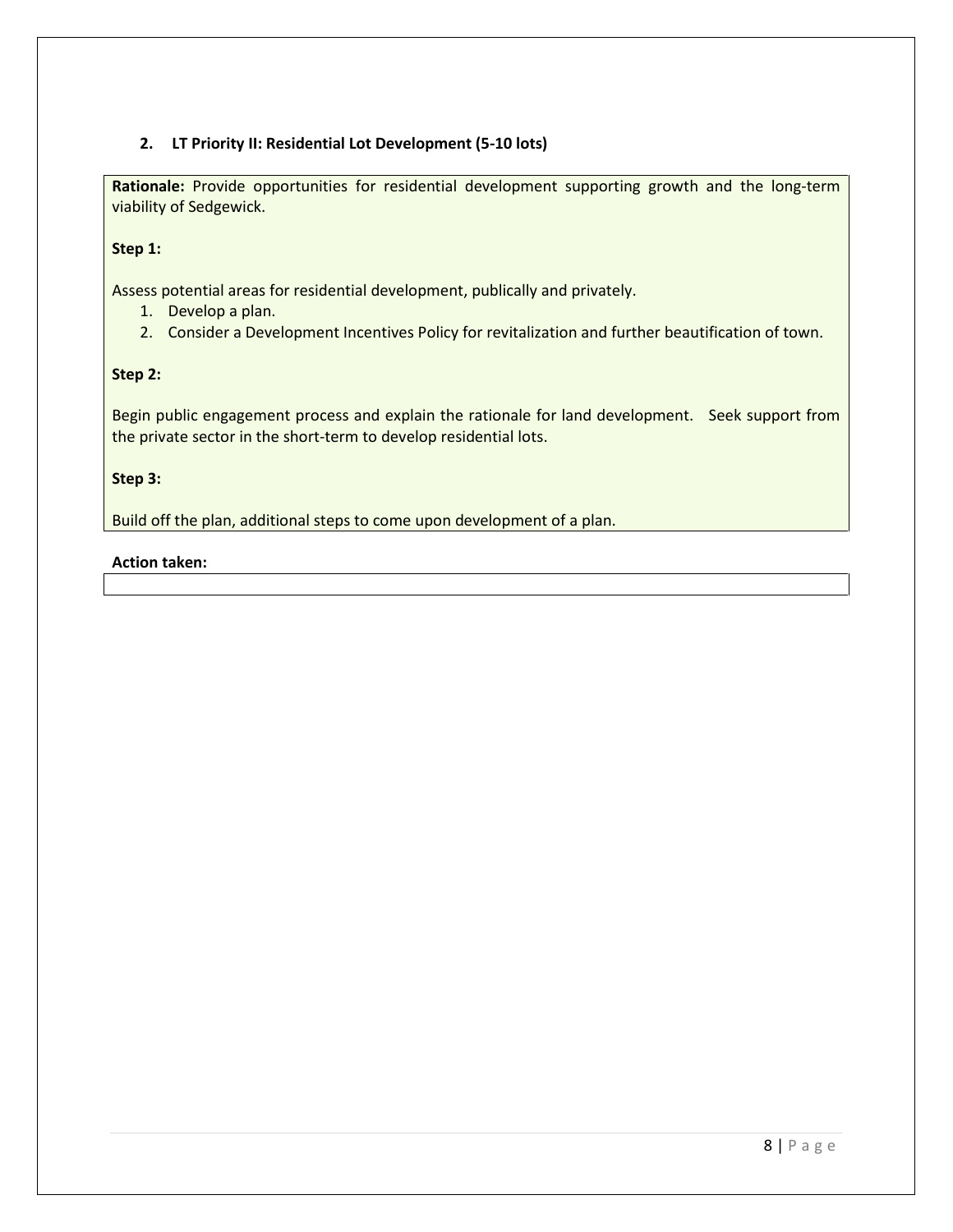## 2. LT Priority II: Residential Lot Development (5-10 lots)

**Rationale:** Provide opportunities for residential development supporting growth and the long-term viability of Sedgewick.

**Step 1:**

Assess potential areas for residential development, publically and privately.

1. Develop a plan.
2. Consider a Development Incentives Policy for revitalization and further beautification of town.

**Step 2:**

Begin public engagement process and explain the rationale for land development. Seek support from the private sector in the short-term to develop residential lots.

**Step 3:**

Build off the plan, additional steps to come upon development of a plan.

**Action taken:**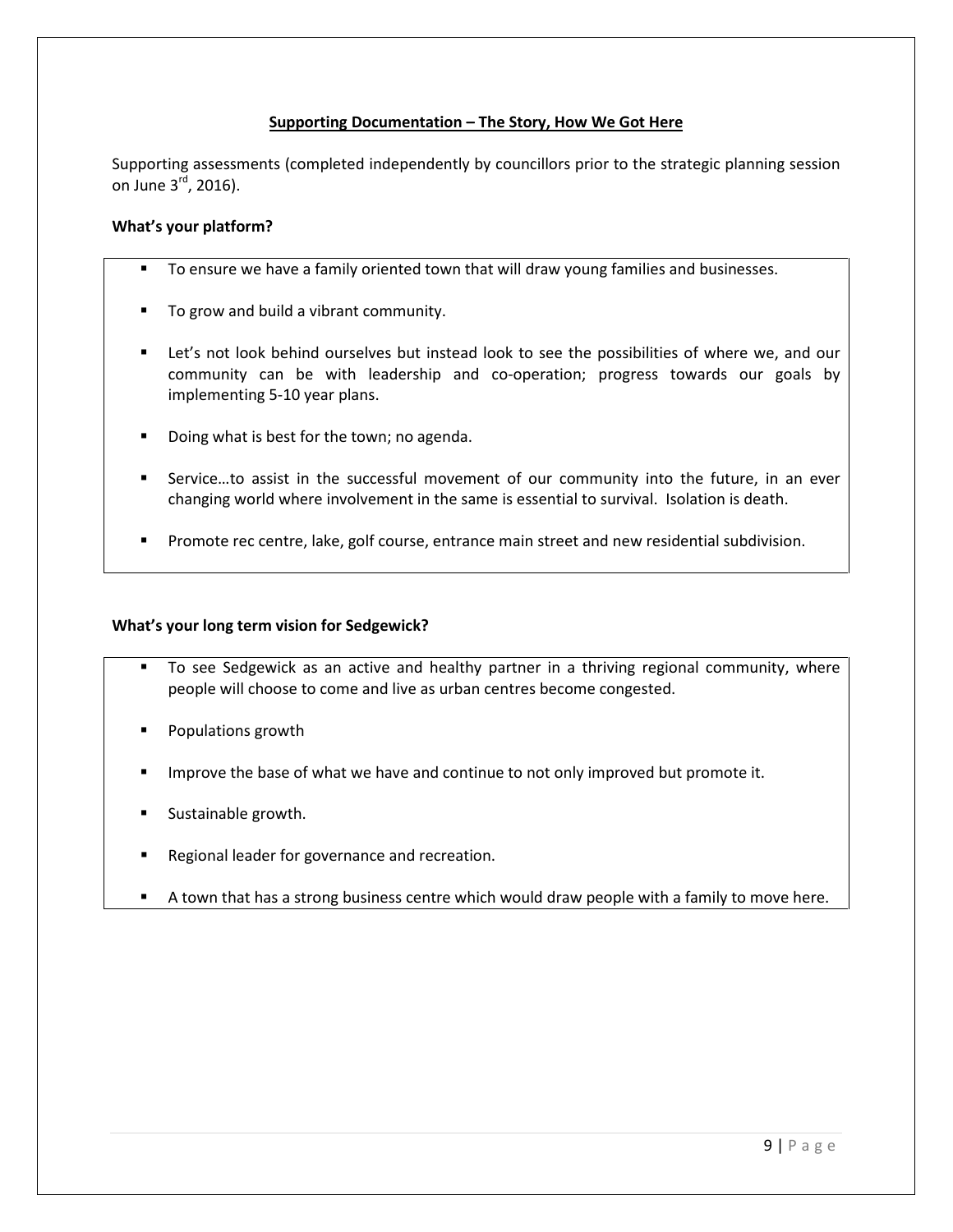## Supporting Documentation – The Story, How We Got Here

Supporting assessments (completed independently by councillors prior to the strategic planning session on June 3rd, 2016).

**What's your platform?**

- To ensure we have a family oriented town that will draw young families and businesses.
- To grow and build a vibrant community.
- Let's not look behind ourselves but instead look to see the possibilities of where we, and our community can be with leadership and co-operation; progress towards our goals by implementing 5-10 year plans.
- Doing what is best for the town; no agenda.
- Service…to assist in the successful movement of our community into the future, in an ever changing world where involvement in the same is essential to survival. Isolation is death.
- Promote rec centre, lake, golf course, entrance main street and new residential subdivision.

**What's your long term vision for Sedgewick?**

- To see Sedgewick as an active and healthy partner in a thriving regional community, where people will choose to come and live as urban centres become congested.
- Populations growth
- Improve the base of what we have and continue to not only improved but promote it.
- Sustainable growth.
- Regional leader for governance and recreation.
- A town that has a strong business centre which would draw people with a family to move here.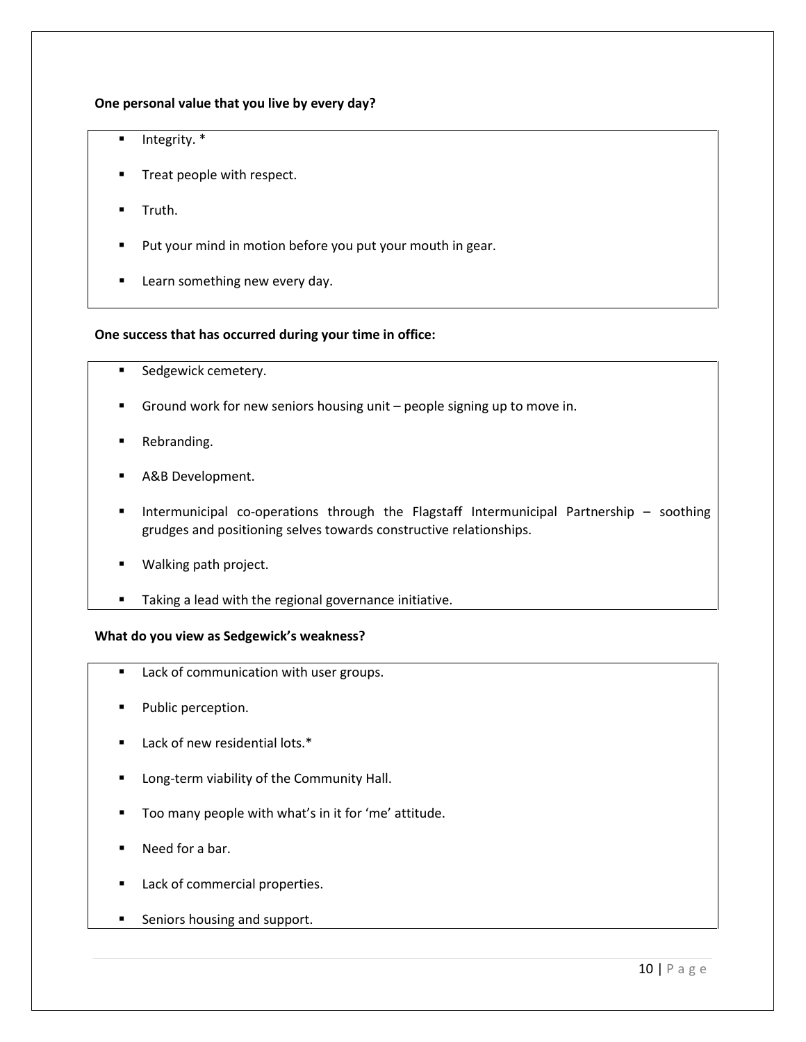**One personal value that you live by every day?**

- Integrity. *
- Treat people with respect.
- Truth.
- Put your mind in motion before you put your mouth in gear.
- Learn something new every day.

**One success that has occurred during your time in office:**

- Sedgewick cemetery.
- Ground work for new seniors housing unit – people signing up to move in.
- Rebranding.
- A&B Development.
- Intermunicipal co-operations through the Flagstaff Intermunicipal Partnership – soothing grudges and positioning selves towards constructive relationships.
- Walking path project.
- Taking a lead with the regional governance initiative.

**What do you view as Sedgewick's weakness?**

- Lack of communication with user groups.
- Public perception.
- Lack of new residential lots.*
- Long-term viability of the Community Hall.
- Too many people with what's in it for 'me' attitude.
- Need for a bar.
- Lack of commercial properties.
- Seniors housing and support.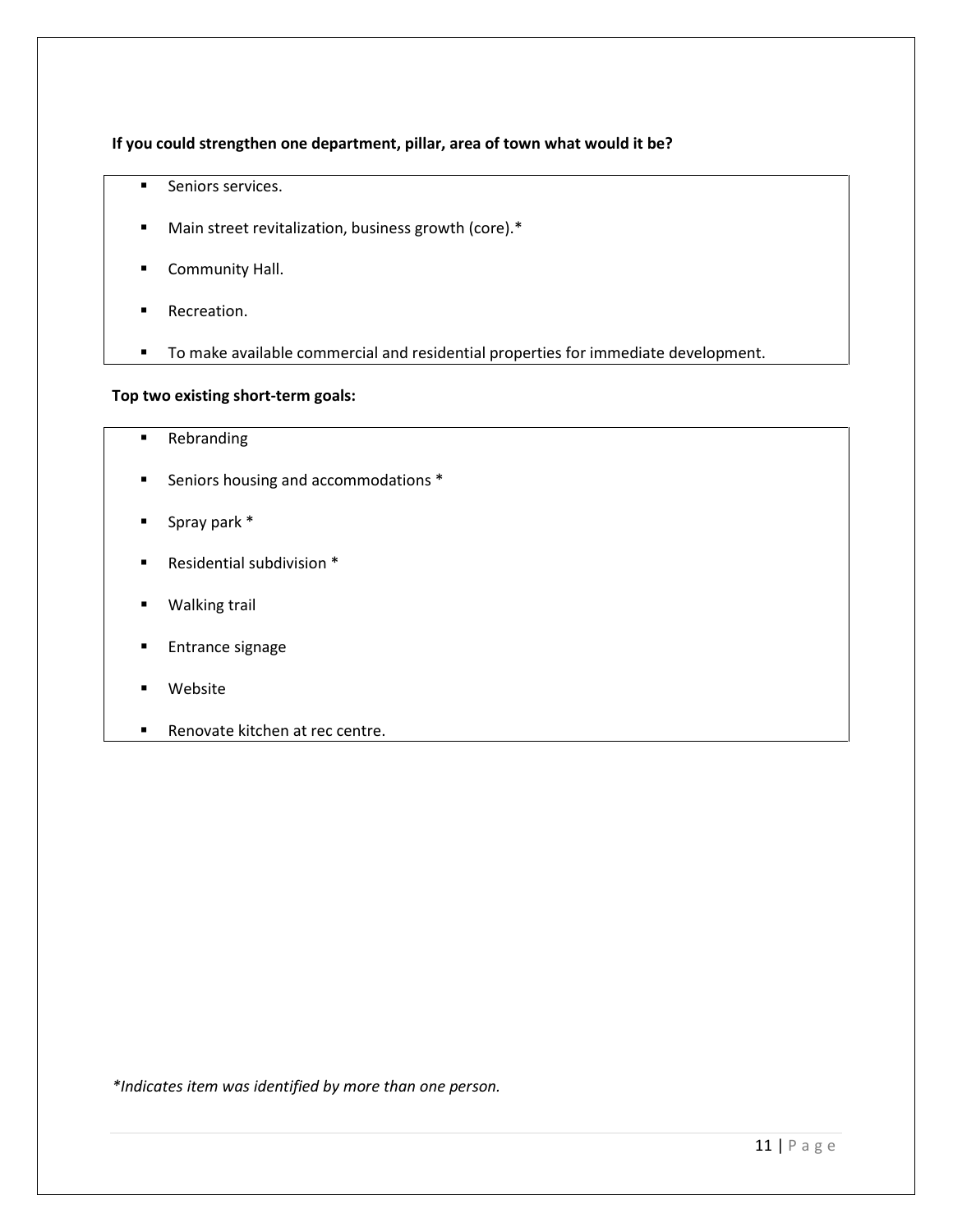**If you could strengthen one department, pillar, area of town what would it be?**

- Seniors services.
- Main street revitalization, business growth (core).*
- Community Hall.
- Recreation.
- To make available commercial and residential properties for immediate development.

**Top two existing short-term goals:**

- Rebranding
- Seniors housing and accommodations *
- Spray park *
- Residential subdivision *
- Walking trail
- Entrance signage
- Website
- Renovate kitchen at rec centre.

*\*Indicates item was identified by more than one person.*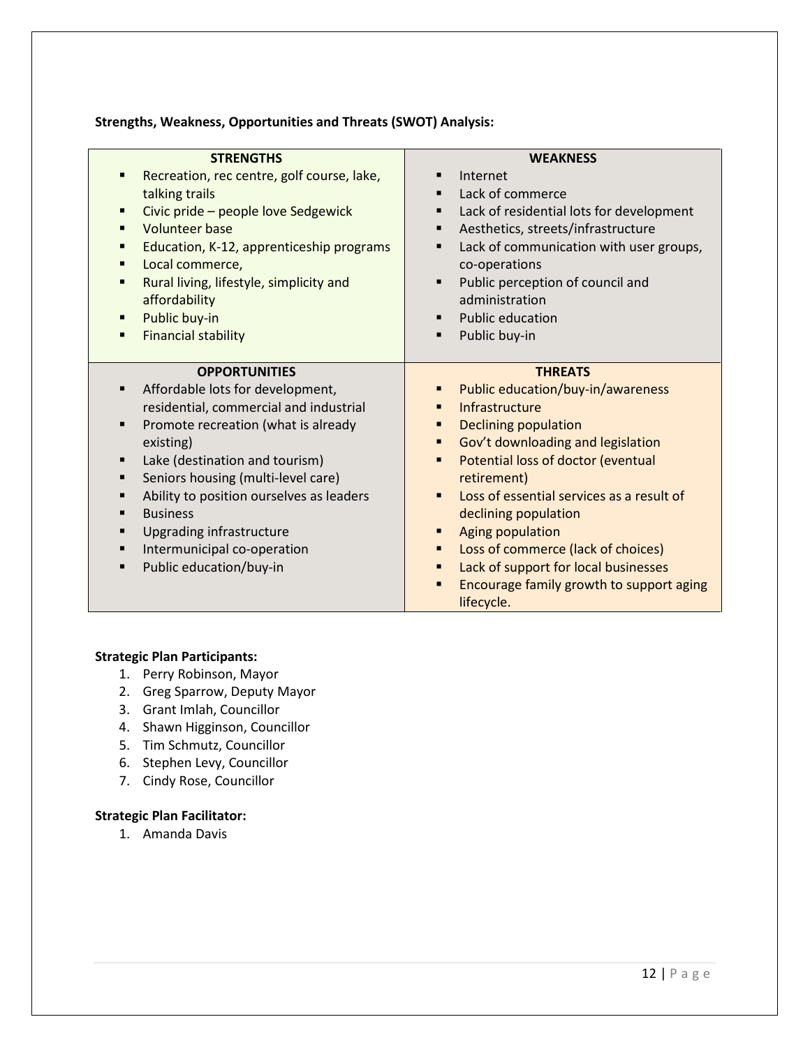**Strengths, Weakness, Opportunities and Threats (SWOT) Analysis:**

| STRENGTHS | WEAKNESS |
|---|---|
| ▪ Recreation, rec centre, golf course, lake, talking trails<br>▪ Civic pride – people love Sedgewick<br>▪ Volunteer base<br>▪ Education, K-12, apprenticeship programs<br>▪ Local commerce,<br>▪ Rural living, lifestyle, simplicity and affordability<br>▪ Public buy-in<br>▪ Financial stability | ▪ Internet<br>▪ Lack of commerce<br>▪ Lack of residential lots for development<br>▪ Aesthetics, streets/infrastructure<br>▪ Lack of communication with user groups, co-operations<br>▪ Public perception of council and administration<br>▪ Public education<br>▪ Public buy-in |
| **OPPORTUNITIES** | **THREATS** |
| ▪ Affordable lots for development, residential, commercial and industrial<br>▪ Promote recreation (what is already existing)<br>▪ Lake (destination and tourism)<br>▪ Seniors housing (multi-level care)<br>▪ Ability to position ourselves as leaders<br>▪ Business<br>▪ Upgrading infrastructure<br>▪ Intermunicipal co-operation<br>▪ Public education/buy-in | ▪ Public education/buy-in/awareness<br>▪ Infrastructure<br>▪ Declining population<br>▪ Gov't downloading and legislation<br>▪ Potential loss of doctor (eventual retirement)<br>▪ Loss of essential services as a result of declining population<br>▪ Aging population<br>▪ Loss of commerce (lack of choices)<br>▪ Lack of support for local businesses<br>▪ Encourage family growth to support aging lifecycle. |

**Strategic Plan Participants:**

1. Perry Robinson, Mayor
2. Greg Sparrow, Deputy Mayor
3. Grant Imlah, Councillor
4. Shawn Higginson, Councillor
5. Tim Schmutz, Councillor
6. Stephen Levy, Councillor
7. Cindy Rose, Councillor

**Strategic Plan Facilitator:**

1. Amanda Davis